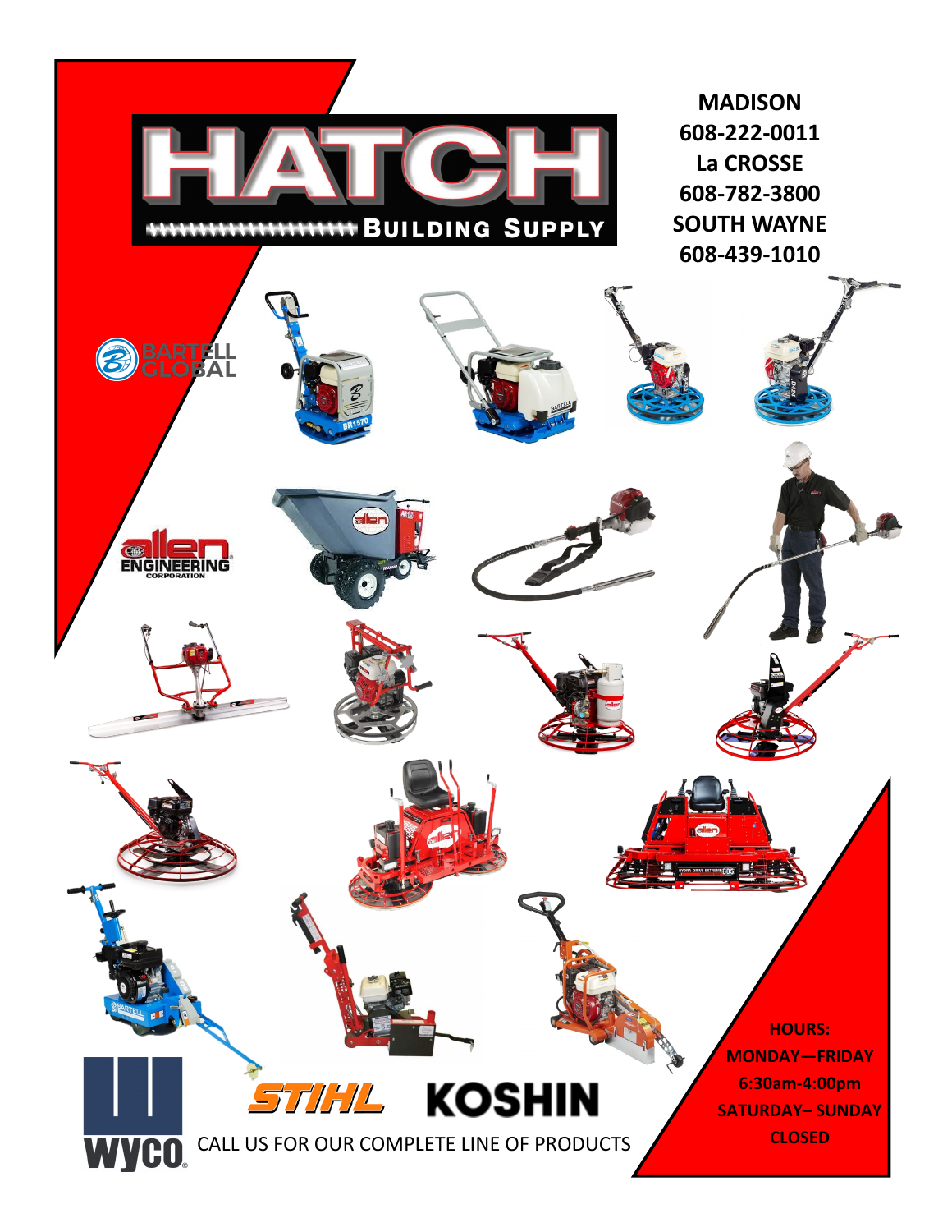# HATCH BUILDING SUPPLY

**MADISON**
**608-222-0011**
**La CROSSE**
**608-782-3800**
**SOUTH WAYNE**
**608-439-1010**

BARTELL GLOBAL

allen ENGINEERING CORPORATION

STIHL KOSHIN

WYCO

CALL US FOR OUR COMPLETE LINE OF PRODUCTS

**HOURS:**
**MONDAY—FRIDAY**
**6:30am-4:00pm**
**SATURDAY– SUNDAY**
**CLOSED**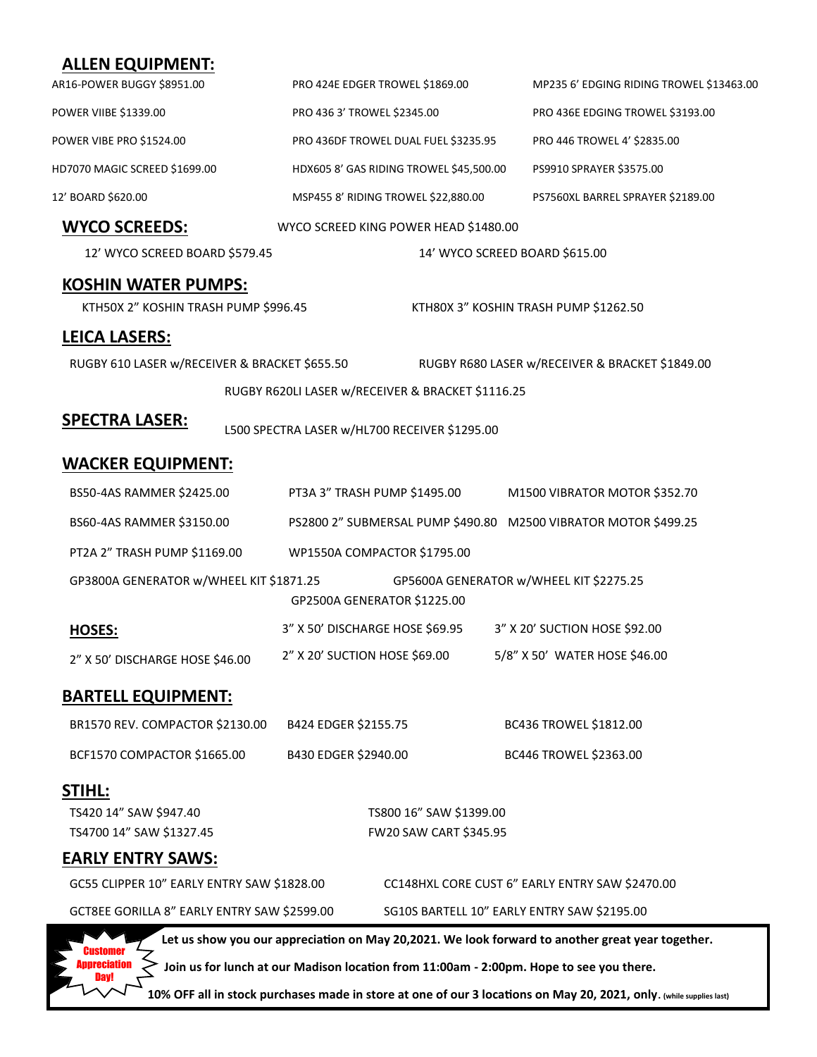## ALLEN EQUIPMENT:

| | | |
|---|---|---|
| AR16-POWER BUGGY $8951.00 | PRO 424E EDGER TROWEL $1869.00 | MP235 6' EDGING RIDING TROWEL $13463.00 |
| POWER VIIBE $1339.00 | PRO 436 3' TROWEL $2345.00 | PRO 436E EDGING TROWEL $3193.00 |
| POWER VIBE PRO $1524.00 | PRO 436DF TROWEL DUAL FUEL $3235.95 | PRO 446 TROWEL 4' $2835.00 |
| HD7070 MAGIC SCREED $1699.00 | HDX605 8' GAS RIDING TROWEL $45,500.00 | PS9910 SPRAYER $3575.00 |
| 12' BOARD $620.00 | MSP455 8' RIDING TROWEL $22,880.00 | PS7560XL BARREL SPRAYER $2189.00 |

## WYCO SCREEDS:

WYCO SCREED KING POWER HEAD $1480.00

12' WYCO SCREED BOARD $579.45

14' WYCO SCREED BOARD $615.00

## KOSHIN WATER PUMPS:

KTH50X 2" KOSHIN TRASH PUMP $996.45

KTH80X 3" KOSHIN TRASH PUMP $1262.50

## LEICA LASERS:

RUGBY 610 LASER w/RECEIVER & BRACKET $655.50

RUGBY R680 LASER w/RECEIVER & BRACKET $1849.00

RUGBY R620LI LASER w/RECEIVER & BRACKET $1116.25

## SPECTRA LASER:

L500 SPECTRA LASER w/HL700 RECEIVER $1295.00

## WACKER EQUIPMENT:

| | | |
|---|---|---|
| BS50-4AS RAMMER $2425.00 | PT3A 3" TRASH PUMP $1495.00 | M1500 VIBRATOR MOTOR $352.70 |
| BS60-4AS RAMMER $3150.00 | PS2800 2" SUBMERSAL PUMP $490.80 | M2500 VIBRATOR MOTOR $499.25 |
| PT2A 2" TRASH PUMP $1169.00 | WP1550A COMPACTOR $1795.00 | |

GP3800A GENERATOR w/WHEEL KIT $1871.25

GP5600A GENERATOR w/WHEEL KIT $2275.25

GP2500A GENERATOR $1225.00

### HOSES:

| | | |
|---|---|---|
| | 3" X 50' DISCHARGE HOSE $69.95 | 3" X 20' SUCTION HOSE $92.00 |
| 2" X 50' DISCHARGE HOSE $46.00 | 2" X 20' SUCTION HOSE $69.00 | 5/8" X 50' WATER HOSE $46.00 |

## BARTELL EQUIPMENT:

| | | |
|---|---|---|
| BR1570 REV. COMPACTOR $2130.00 | B424 EDGER $2155.75 | BC436 TROWEL $1812.00 |
| BCF1570 COMPACTOR $1665.00 | B430 EDGER $2940.00 | BC446 TROWEL $2363.00 |

## STIHL:

| | |
|---|---|
| TS420 14" SAW $947.40 | TS800 16" SAW $1399.00 |
| TS4700 14" SAW $1327.45 | FW20 SAW CART $345.95 |

## EARLY ENTRY SAWS:

| | |
|---|---|
| GC55 CLIPPER 10" EARLY ENTRY SAW $1828.00 | CC148HXL CORE CUST 6" EARLY ENTRY SAW $2470.00 |
| GCT8EE GORILLA 8" EARLY ENTRY SAW $2599.00 | SG10S BARTELL 10" EARLY ENTRY SAW $2195.00 |

Customer Appreciation Day!

**Let us show you our appreciation on May 20,2021. We look forward to another great year together.**

**Join us for lunch at our Madison location from 11:00am - 2:00pm. Hope to see you there.**

**10% OFF all in stock purchases made in store at one of our 3 locations on May 20, 2021, only**. (while supplies last)